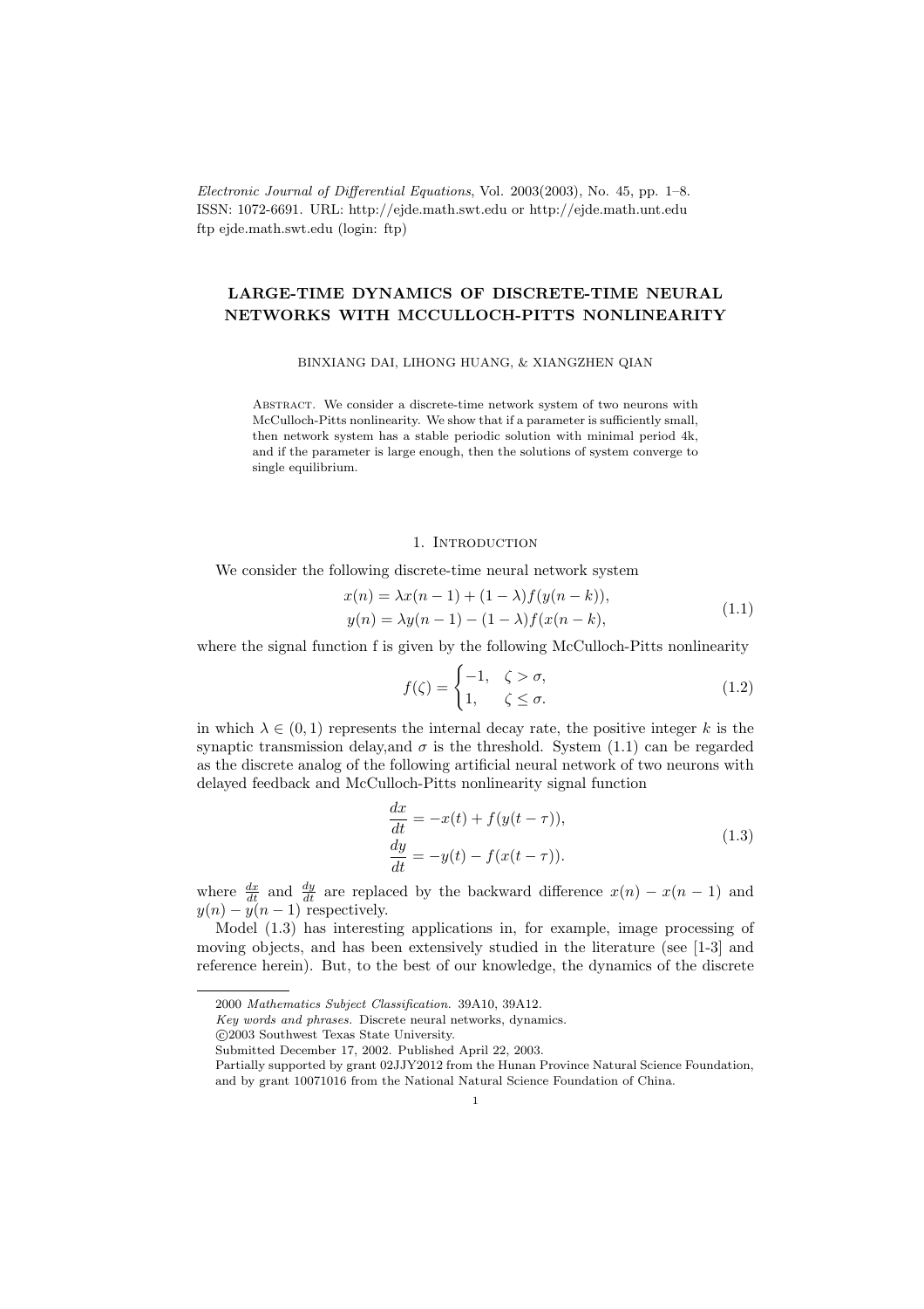*Electronic Journal of Differential Equations*, Vol. 2003(2003), No. 45, pp. 1–8.
ISSN: 1072-6691. URL: http://ejde.math.swt.edu or http://ejde.math.unt.edu
ftp ejde.math.swt.edu (login: ftp)

# LARGE-TIME DYNAMICS OF DISCRETE-TIME NEURAL NETWORKS WITH MCCULLOCH-PITTS NONLINEARITY

BINXIANG DAI, LIHONG HUANG, & XIANGZHEN QIAN

Abstract. We consider a discrete-time network system of two neurons with McCulloch-Pitts nonlinearity. We show that if a parameter is sufficiently small, then network system has a stable periodic solution with minimal period 4k, and if the parameter is large enough, then the solutions of system converge to single equilibrium.

## 1. Introduction

We consider the following discrete-time neural network system

$$
\begin{aligned}
x(n) &= \lambda x(n-1) + (1-\lambda) f(y(n-k)), \\
y(n) &= \lambda y(n-1) - (1-\lambda) f(x(n-k)),
\end{aligned}
\tag{1.1}
$$

where the signal function f is given by the following McCulloch-Pitts nonlinearity

$$
f(\zeta) = \begin{cases} -1, & \zeta > \sigma, \\ 1, & \zeta \le \sigma. \end{cases}
\tag{1.2}
$$

in which $\lambda \in (0,1)$ represents the internal decay rate, the positive integer $k$ is the synaptic transmission delay,and $\sigma$ is the threshold. System (1.1) can be regarded as the discrete analog of the following artificial neural network of two neurons with delayed feedback and McCulloch-Pitts nonlinearity signal function

$$
\begin{aligned}
\frac{dx}{dt} &= -x(t) + f(y(t-\tau)), \\
\frac{dy}{dt} &= -y(t) - f(x(t-\tau)).
\end{aligned}
\tag{1.3}
$$

where $\frac{dx}{dt}$ and $\frac{dy}{dt}$ are replaced by the backward difference $x(n) - x(n-1)$ and $y(n) - y(n-1)$ respectively.

Model (1.3) has interesting applications in, for example, image processing of moving objects, and has been extensively studied in the literature (see [1-3] and reference herein). But, to the best of our knowledge, the dynamics of the discrete

---

2000 *Mathematics Subject Classification.* 39A10, 39A12.

*Key words and phrases.* Discrete neural networks, dynamics.

©2003 Southwest Texas State University.

Submitted December 17, 2002. Published April 22, 2003.

Partially supported by grant 02JJY2012 from the Hunan Province Natural Science Foundation, and by grant 10071016 from the National Natural Science Foundation of China.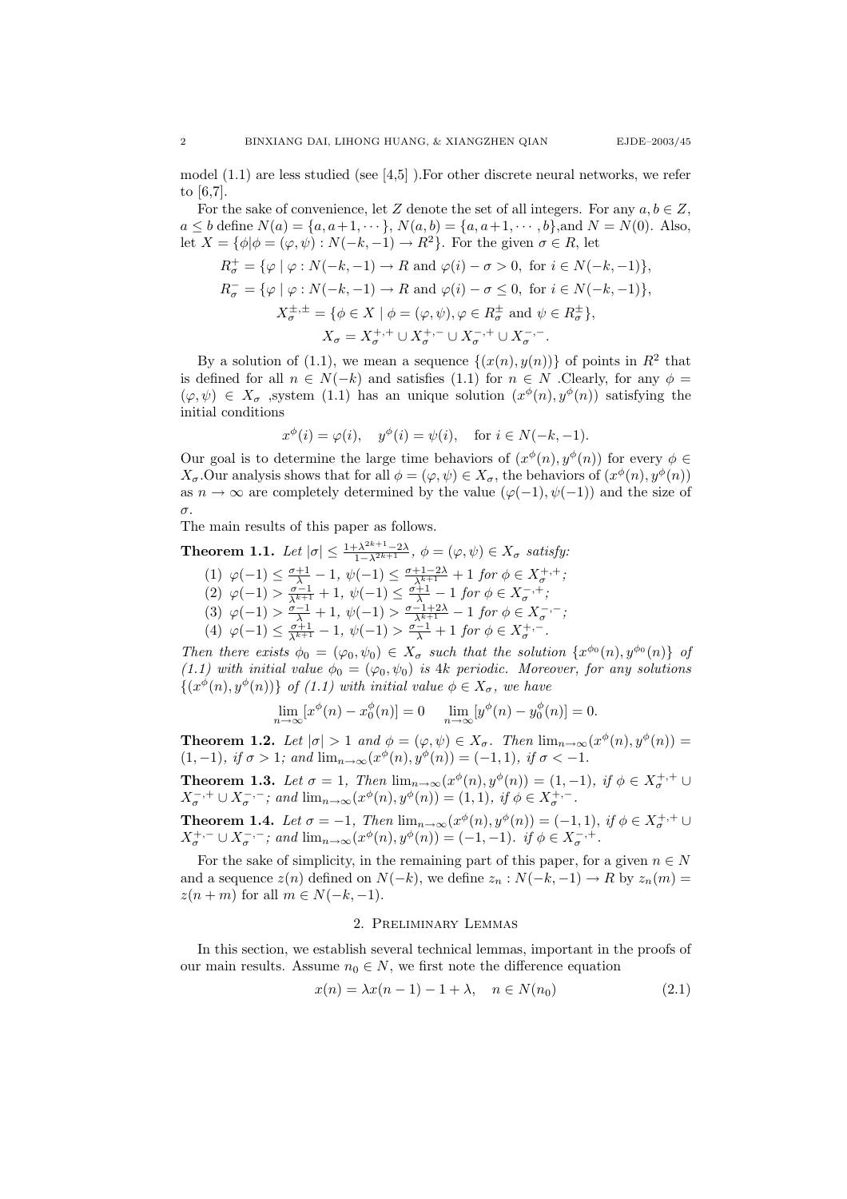model (1.1) are less studied (see [4,5] ).For other discrete neural networks, we refer to [6,7].

For the sake of convenience, let $Z$ denote the set of all integers. For any $a, b \in Z$, $a \le b$ define $N(a) = \{a, a+1, \cdots\}$, $N(a,b) = \{a, a+1, \cdots, b\}$,and $N = N(0)$. Also, let $X = \{\phi | \phi = (\varphi, \psi) : N(-k,-1) \to R^2\}$. For the given $\sigma \in R$, let

$$R_\sigma^+ = \{\varphi \mid \varphi : N(-k,-1) \to R \text{ and } \varphi(i) - \sigma > 0, \text{ for } i \in N(-k,-1)\},$$

$$R_\sigma^- = \{\varphi \mid \varphi : N(-k,-1) \to R \text{ and } \varphi(i) - \sigma \le 0, \text{ for } i \in N(-k,-1)\},$$

$$X_\sigma^{\pm,\pm} = \{\phi \in X \mid \phi = (\varphi,\psi), \varphi \in R_\sigma^\pm \text{ and } \psi \in R_\sigma^\pm\},$$

$$X_\sigma = X_\sigma^{+,+} \cup X_\sigma^{+,-} \cup X_\sigma^{-,+} \cup X_\sigma^{-,-}.$$

By a solution of (1.1), we mean a sequence $\{(x(n), y(n))\}$ of points in $R^2$ that is defined for all $n \in N(-k)$ and satisfies (1.1) for $n \in N$ .Clearly, for any $\phi = (\varphi, \psi) \in X_\sigma$ ,system (1.1) has an unique solution $(x^\phi(n), y^\phi(n))$ satisfying the initial conditions

$$x^\phi(i) = \varphi(i), \quad y^\phi(i) = \psi(i), \quad \text{for } i \in N(-k,-1).$$

Our goal is to determine the large time behaviors of $(x^\phi(n), y^\phi(n))$ for every $\phi \in X_\sigma$.Our analysis shows that for all $\phi = (\varphi, \psi) \in X_\sigma$, the behaviors of $(x^\phi(n), y^\phi(n))$ as $n \to \infty$ are completely determined by the value $(\varphi(-1), \psi(-1))$ and the size of $\sigma$.

The main results of this paper as follows.

**Theorem 1.1.** *Let $|\sigma| \le \frac{1+\lambda^{2k+1}-2\lambda}{1-\lambda^{2k+1}}$, $\phi = (\varphi, \psi) \in X_\sigma$ satisfy:*

(1) $\varphi(-1) \le \frac{\sigma+1}{\lambda} - 1$, $\psi(-1) \le \frac{\sigma+1-2\lambda}{\lambda^{k+1}} + 1$ *for* $\phi \in X_\sigma^{+,+}$;
(2) $\varphi(-1) > \frac{\sigma-1}{\lambda^{k+1}} + 1$, $\psi(-1) \le \frac{\sigma+1}{\lambda} - 1$ *for* $\phi \in X_\sigma^{-,+}$;
(3) $\varphi(-1) > \frac{\sigma-1}{\lambda} + 1$, $\psi(-1) > \frac{\sigma-1+2\lambda}{\lambda^{k+1}} - 1$ *for* $\phi \in X_\sigma^{-,-}$;
(4) $\varphi(-1) \le \frac{\sigma+1}{\lambda^{k+1}} - 1$, $\psi(-1) > \frac{\sigma-1}{\lambda} + 1$ *for* $\phi \in X_\sigma^{+,-}$.

*Then there exists $\phi_0 = (\varphi_0, \psi_0) \in X_\sigma$ such that the solution $\{x^{\phi_0}(n), y^{\phi_0}(n)\}$ of (1.1) with initial value $\phi_0 = (\varphi_0, \psi_0)$ is $4k$ periodic. Moreover, for any solutions $\{(x^\phi(n), y^\phi(n))\}$ of (1.1) with initial value $\phi \in X_\sigma$, we have*

$$\lim_{n\to\infty}[x^\phi(n) - x_0^\phi(n)] = 0 \qquad \lim_{n\to\infty}[y^\phi(n) - y_0^\phi(n)] = 0.$$

**Theorem 1.2.** *Let $|\sigma| > 1$ and $\phi = (\varphi, \psi) \in X_\sigma$. Then $\lim_{n\to\infty}(x^\phi(n), y^\phi(n)) = (1,-1)$, if $\sigma > 1$; and $\lim_{n\to\infty}(x^\phi(n), y^\phi(n)) = (-1, 1)$, if $\sigma < -1$.*

**Theorem 1.3.** *Let $\sigma = 1$, Then $\lim_{n\to\infty}(x^\phi(n), y^\phi(n)) = (1,-1)$, if $\phi \in X_\sigma^{+,+} \cup X_\sigma^{-,+} \cup X_\sigma^{-,-}$; and $\lim_{n\to\infty}(x^\phi(n), y^\phi(n)) = (1, 1)$, if $\phi \in X_\sigma^{+,-}$.*

**Theorem 1.4.** *Let $\sigma = -1$, Then $\lim_{n\to\infty}(x^\phi(n), y^\phi(n)) = (-1, 1)$, if $\phi \in X_\sigma^{+,+} \cup X_\sigma^{+,-} \cup X_\sigma^{-,-}$; and $\lim_{n\to\infty}(x^\phi(n), y^\phi(n)) = (-1,-1)$. if $\phi \in X_\sigma^{-,+}$.*

For the sake of simplicity, in the remaining part of this paper, for a given $n \in N$ and a sequence $z(n)$ defined on $N(-k)$, we define $z_n : N(-k,-1) \to R$ by $z_n(m) = z(n + m)$ for all $m \in N(-k,-1)$.

## 2. Preliminary Lemmas

In this section, we establish several technical lemmas, important in the proofs of our main results. Assume $n_0 \in N$, we first note the difference equation

$$x(n) = \lambda x(n-1) - 1 + \lambda, \quad n \in N(n_0) \tag{2.1}$$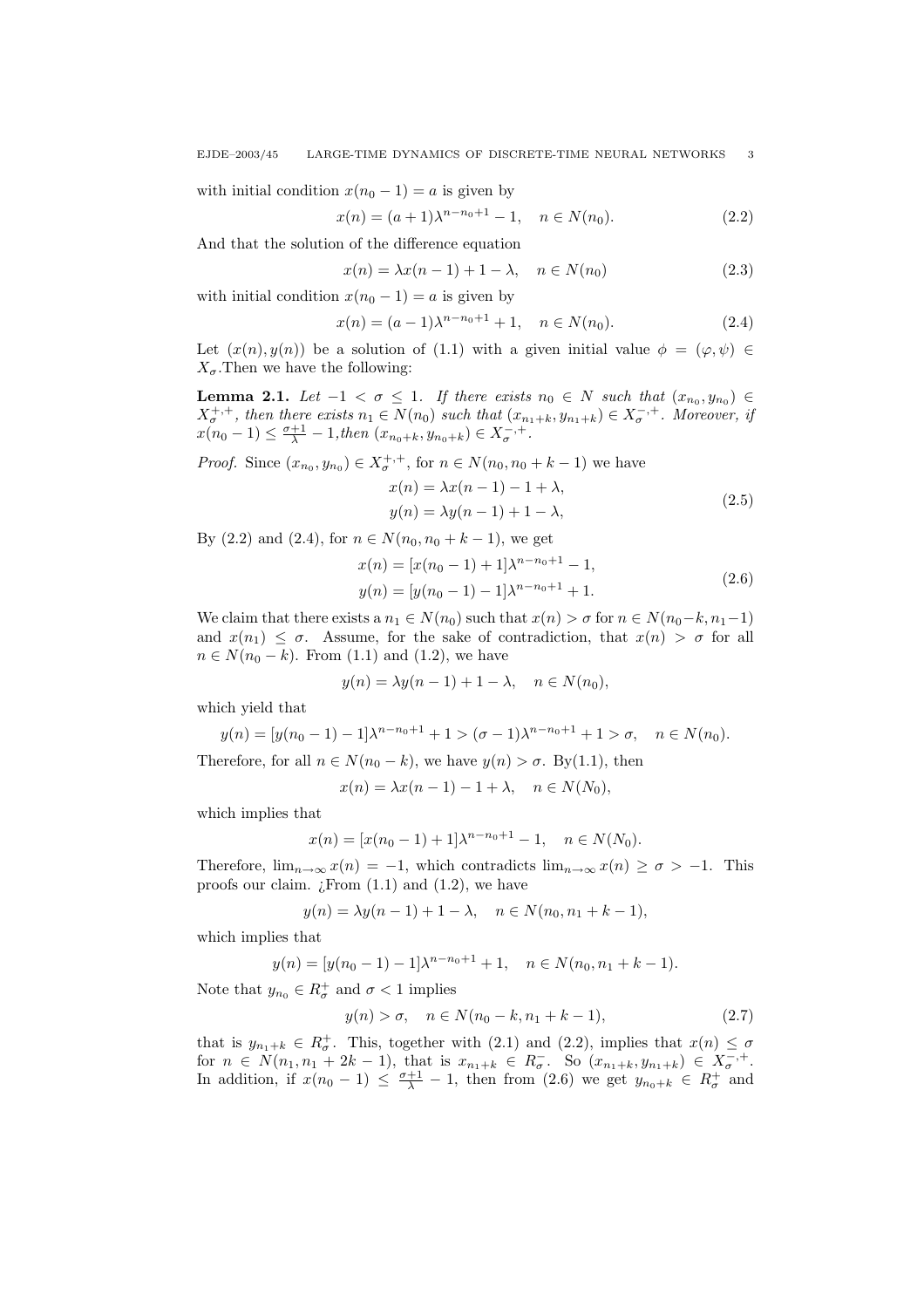with initial condition $x(n_0 - 1) = a$ is given by

$$x(n) = (a+1)\lambda^{n-n_0+1} - 1, \quad n \in N(n_0). \tag{2.2}$$

And that the solution of the difference equation

$$x(n) = \lambda x(n-1) + 1 - \lambda, \quad n \in N(n_0) \tag{2.3}$$

with initial condition $x(n_0 - 1) = a$ is given by

$$x(n) = (a-1)\lambda^{n-n_0+1} + 1, \quad n \in N(n_0). \tag{2.4}$$

Let $(x(n), y(n))$ be a solution of (1.1) with a given initial value $\phi = (\varphi, \psi) \in X_\sigma$.Then we have the following:

**Lemma 2.1.** *Let $-1 < \sigma \le 1$. If there exists $n_0 \in N$ such that $(x_{n_0}, y_{n_0}) \in X_\sigma^{+,+}$, then there exists $n_1 \in N(n_0)$ such that $(x_{n_1+k}, y_{n_1+k}) \in X_\sigma^{-,+}$. Moreover, if $x(n_0-1) \le \frac{\sigma+1}{\lambda} - 1$,then $(x_{n_0+k}, y_{n_0+k}) \in X_\sigma^{-,+}$.*

*Proof.* Since $(x_{n_0}, y_{n_0}) \in X_\sigma^{+,+}$, for $n \in N(n_0, n_0+k-1)$ we have

$$\begin{aligned} x(n) &= \lambda x(n-1) - 1 + \lambda, \\ y(n) &= \lambda y(n-1) + 1 - \lambda, \end{aligned} \tag{2.5}$$

By (2.2) and (2.4), for $n \in N(n_0, n_0+k-1)$, we get

$$\begin{aligned} x(n) &= [x(n_0-1)+1]\lambda^{n-n_0+1} - 1, \\ y(n) &= [y(n_0-1)-1]\lambda^{n-n_0+1} + 1. \end{aligned} \tag{2.6}$$

We claim that there exists a $n_1 \in N(n_0)$ such that $x(n) > \sigma$ for $n \in N(n_0-k, n_1-1)$ and $x(n_1) \le \sigma$. Assume, for the sake of contradiction, that $x(n) > \sigma$ for all $n \in N(n_0-k)$. From (1.1) and (1.2), we have

$$y(n) = \lambda y(n-1) + 1 - \lambda, \quad n \in N(n_0),$$

which yield that

$$y(n) = [y(n_0-1)-1]\lambda^{n-n_0+1} + 1 > (\sigma-1)\lambda^{n-n_0+1} + 1 > \sigma, \quad n \in N(n_0).$$

Therefore, for all $n \in N(n_0-k)$, we have $y(n) > \sigma$. By(1.1), then

$$x(n) = \lambda x(n-1) - 1 + \lambda, \quad n \in N(N_0),$$

which implies that

$$x(n) = [x(n_0-1)+1]\lambda^{n-n_0+1} - 1, \quad n \in N(N_0).$$

Therefore, $\lim_{n\to\infty} x(n) = -1$, which contradicts $\lim_{n\to\infty} x(n) \ge \sigma > -1$. This proofs our claim. ¿From (1.1) and (1.2), we have

$$y(n) = \lambda y(n-1) + 1 - \lambda, \quad n \in N(n_0, n_1+k-1),$$

which implies that

$$y(n) = [y(n_0-1)-1]\lambda^{n-n_0+1} + 1, \quad n \in N(n_0, n_1+k-1).$$

Note that $y_{n_0} \in R_\sigma^+$ and $\sigma < 1$ implies

$$y(n) > \sigma, \quad n \in N(n_0-k, n_1+k-1), \tag{2.7}$$

that is $y_{n_1+k} \in R_\sigma^+$. This, together with (2.1) and (2.2), implies that $x(n) \le \sigma$ for $n \in N(n_1, n_1+2k-1)$, that is $x_{n_1+k} \in R_\sigma^-$. So $(x_{n_1+k}, y_{n_1+k}) \in X_\sigma^{-,+}$. In addition, if $x(n_0-1) \le \frac{\sigma+1}{\lambda} - 1$, then from (2.6) we get $y_{n_0+k} \in R_\sigma^+$ and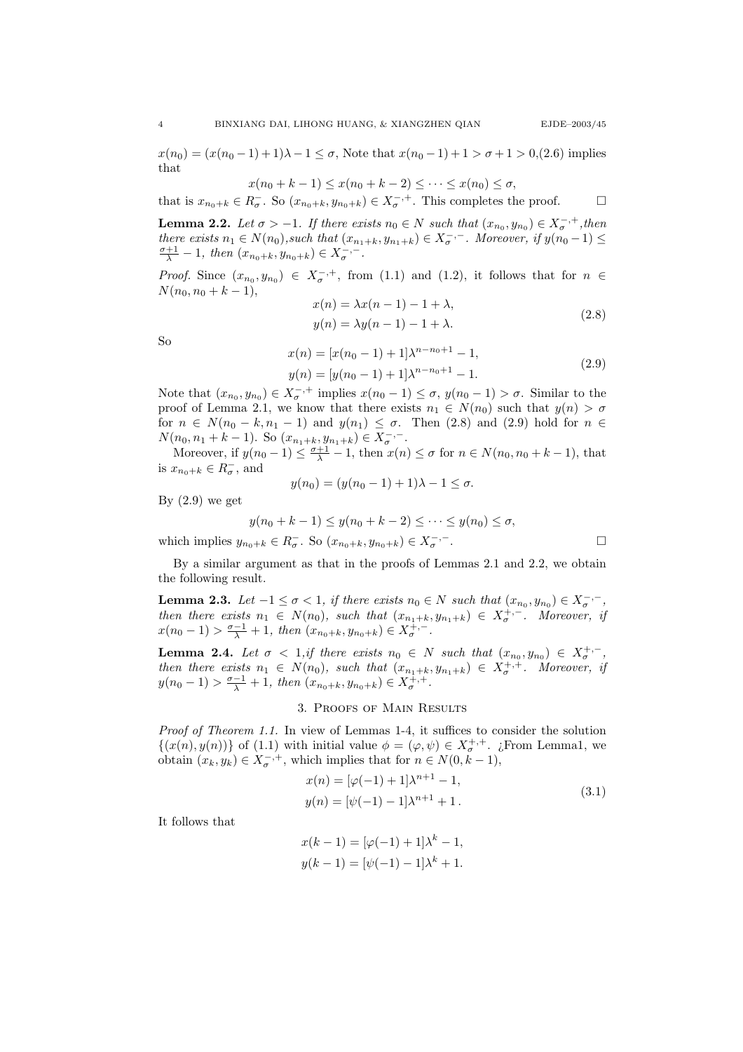$x(n_0) = (x(n_0-1)+1)\lambda - 1 \le \sigma$, Note that $x(n_0-1)+1 > \sigma+1 > 0$,(2.6) implies that

$$x(n_0+k-1) \le x(n_0+k-2) \le \cdots \le x(n_0) \le \sigma,$$

that is $x_{n_0+k} \in R_\sigma^-$. So $(x_{n_0+k}, y_{n_0+k}) \in X_\sigma^{-,+}$. This completes the proof. $\square$

**Lemma 2.2.** *Let $\sigma > -1$. If there exists $n_0 \in N$ such that $(x_{n_0}, y_{n_0}) \in X_\sigma^{-,+}$,then there exists $n_1 \in N(n_0)$,such that $(x_{n_1+k}, y_{n_1+k}) \in X_\sigma^{-,-}$. Moreover, if $y(n_0-1) \le \frac{\sigma+1}{\lambda} - 1$, then $(x_{n_0+k}, y_{n_0+k}) \in X_\sigma^{-,-}$.*

*Proof.* Since $(x_{n_0}, y_{n_0}) \in X_\sigma^{-,+}$, from (1.1) and (1.2), it follows that for $n \in N(n_0, n_0+k-1)$,

$$\begin{aligned} x(n) &= \lambda x(n-1) - 1 + \lambda, \\ y(n) &= \lambda y(n-1) - 1 + \lambda. \end{aligned} \tag{2.8}$$

So

$$\begin{aligned} x(n) &= [x(n_0-1)+1]\lambda^{n-n_0+1} - 1, \\ y(n) &= [y(n_0-1)+1]\lambda^{n-n_0+1} - 1. \end{aligned} \tag{2.9}$$

Note that $(x_{n_0}, y_{n_0}) \in X_\sigma^{-,+}$ implies $x(n_0-1) \le \sigma$, $y(n_0-1) > \sigma$. Similar to the proof of Lemma 2.1, we know that there exists $n_1 \in N(n_0)$ such that $y(n) > \sigma$ for $n \in N(n_0-k, n_1-1)$ and $y(n_1) \le \sigma$. Then (2.8) and (2.9) hold for $n \in N(n_0, n_1+k-1)$. So $(x_{n_1+k}, y_{n_1+k}) \in X_\sigma^{-,-}$.

Moreover, if $y(n_0-1) \le \frac{\sigma+1}{\lambda} - 1$, then $x(n) \le \sigma$ for $n \in N(n_0, n_0+k-1)$, that is $x_{n_0+k} \in R_\sigma^-$, and

$$y(n_0) = (y(n_0-1)+1)\lambda - 1 \le \sigma.$$

By (2.9) we get

$$y(n_0+k-1) \le y(n_0+k-2) \le \cdots \le y(n_0) \le \sigma,$$

which implies $y_{n_0+k} \in R_\sigma^-$. So $(x_{n_0+k}, y_{n_0+k}) \in X_\sigma^{-,-}$. $\square$

By a similar argument as that in the proofs of Lemmas 2.1 and 2.2, we obtain the following result.

**Lemma 2.3.** *Let $-1 \le \sigma < 1$, if there exists $n_0 \in N$ such that $(x_{n_0}, y_{n_0}) \in X_\sigma^{-,-}$, then there exists $n_1 \in N(n_0)$, such that $(x_{n_1+k}, y_{n_1+k}) \in X_\sigma^{+,-}$. Moreover, if $x(n_0-1) > \frac{\sigma-1}{\lambda} + 1$, then $(x_{n_0+k}, y_{n_0+k}) \in X_\sigma^{+,-}$.*

**Lemma 2.4.** *Let $\sigma < 1$,if there exists $n_0 \in N$ such that $(x_{n_0}, y_{n_0}) \in X_\sigma^{+,-}$, then there exists $n_1 \in N(n_0)$, such that $(x_{n_1+k}, y_{n_1+k}) \in X_\sigma^{+,+}$. Moreover, if $y(n_0-1) > \frac{\sigma-1}{\lambda} + 1$, then $(x_{n_0+k}, y_{n_0+k}) \in X_\sigma^{+,+}$.*

## 3. Proofs of Main Results

*Proof of Theorem 1.1.* In view of Lemmas 1-4, it suffices to consider the solution $\{(x(n), y(n))\}$ of (1.1) with initial value $\phi = (\varphi, \psi) \in X_\sigma^{+,+}$. ¿From Lemma1, we obtain $(x_k, y_k) \in X_\sigma^{-,+}$, which implies that for $n \in N(0, k-1)$,

$$\begin{aligned} x(n) &= [\varphi(-1)+1]\lambda^{n+1} - 1, \\ y(n) &= [\psi(-1)-1]\lambda^{n+1} + 1\,. \end{aligned} \tag{3.1}$$

It follows that

$$\begin{aligned} x(k-1) &= [\varphi(-1)+1]\lambda^{k} - 1, \\ y(k-1) &= [\psi(-1)-1]\lambda^{k} + 1. \end{aligned}$$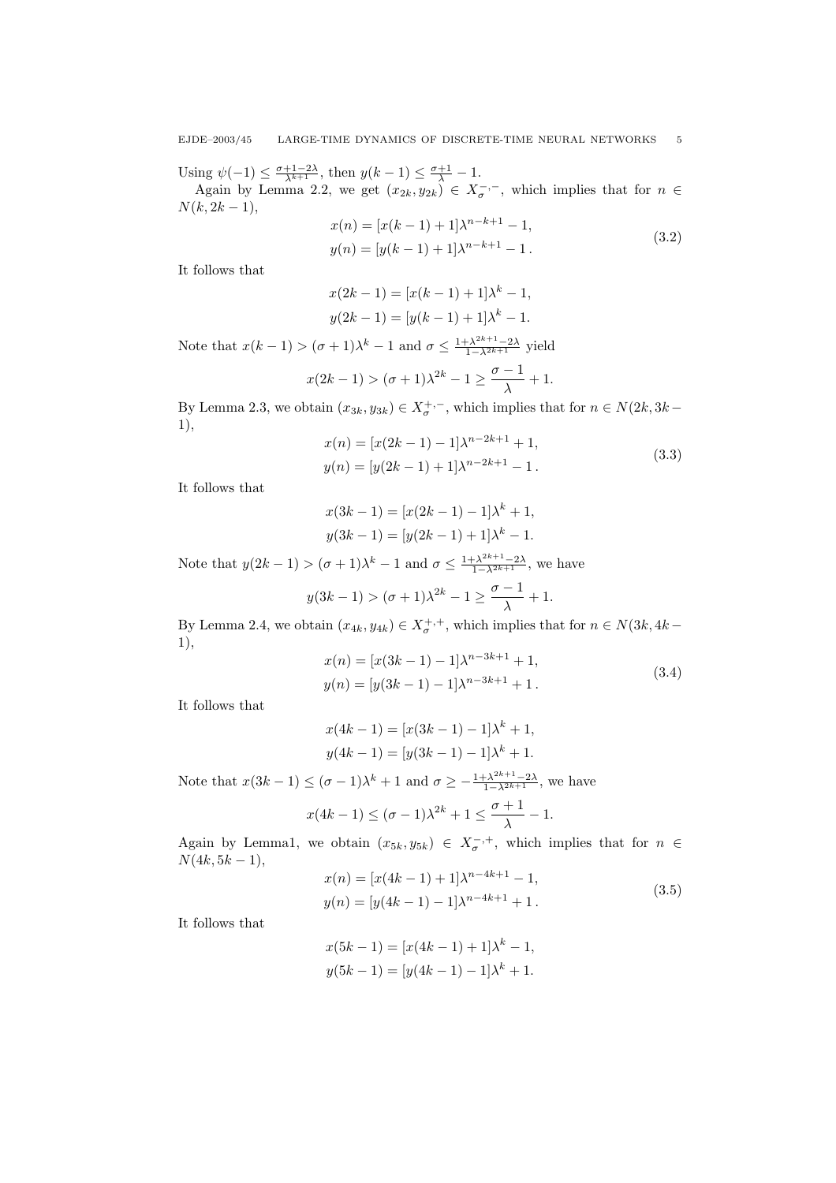Using $\psi(-1) \le \frac{\sigma+1-2\lambda}{\lambda^{k+1}}$, then $y(k-1) \le \frac{\sigma+1}{\lambda} - 1$.

Again by Lemma 2.2, we get $(x_{2k}, y_{2k}) \in X_\sigma^{-,-}$, which implies that for $n \in N(k, 2k-1)$,

$$
\begin{aligned}
x(n) &= [x(k-1)+1]\lambda^{n-k+1} - 1, \\
y(n) &= [y(k-1)+1]\lambda^{n-k+1} - 1\,.
\end{aligned} \tag{3.2}
$$

It follows that

$$
\begin{aligned}
x(2k-1) &= [x(k-1)+1]\lambda^{k} - 1, \\
y(2k-1) &= [y(k-1)+1]\lambda^{k} - 1.
\end{aligned}
$$

Note that $x(k-1) > (\sigma+1)\lambda^k - 1$ and $\sigma \le \frac{1+\lambda^{2k+1}-2\lambda}{1-\lambda^{2k+1}}$ yield

$$
x(2k-1) > (\sigma+1)\lambda^{2k} - 1 \ge \frac{\sigma-1}{\lambda} + 1.
$$

By Lemma 2.3, we obtain $(x_{3k}, y_{3k}) \in X_\sigma^{+,-}$, which implies that for $n \in N(2k, 3k-1)$,

$$
\begin{aligned}
x(n) &= [x(2k-1)-1]\lambda^{n-2k+1} + 1, \\
y(n) &= [y(2k-1)+1]\lambda^{n-2k+1} - 1\,.
\end{aligned} \tag{3.3}
$$

It follows that

$$
\begin{aligned}
x(3k-1) &= [x(2k-1)-1]\lambda^{k} + 1, \\
y(3k-1) &= [y(2k-1)+1]\lambda^{k} - 1.
\end{aligned}
$$

Note that $y(2k-1) > (\sigma+1)\lambda^k - 1$ and $\sigma \le \frac{1+\lambda^{2k+1}-2\lambda}{1-\lambda^{2k+1}}$, we have

$$
y(3k-1) > (\sigma+1)\lambda^{2k} - 1 \ge \frac{\sigma-1}{\lambda} + 1.
$$

By Lemma 2.4, we obtain $(x_{4k}, y_{4k}) \in X_\sigma^{+,+}$, which implies that for $n \in N(3k, 4k-1)$,

$$
\begin{aligned}
x(n) &= [x(3k-1)-1]\lambda^{n-3k+1} + 1, \\
y(n) &= [y(3k-1)-1]\lambda^{n-3k+1} + 1\,.
\end{aligned} \tag{3.4}
$$

It follows that

$$
\begin{aligned}
x(4k-1) &= [x(3k-1)-1]\lambda^{k} + 1, \\
y(4k-1) &= [y(3k-1)-1]\lambda^{k} + 1.
\end{aligned}
$$

Note that $x(3k-1) \le (\sigma-1)\lambda^k + 1$ and $\sigma \ge -\frac{1+\lambda^{2k+1}-2\lambda}{1-\lambda^{2k+1}}$, we have

$$
x(4k-1) \le (\sigma-1)\lambda^{2k} + 1 \le \frac{\sigma+1}{\lambda} - 1.
$$

Again by Lemma1, we obtain $(x_{5k}, y_{5k}) \in X_\sigma^{-,+}$, which implies that for $n \in N(4k, 5k-1)$,

$$
\begin{aligned}
x(n) &= [x(4k-1)+1]\lambda^{n-4k+1} - 1, \\
y(n) &= [y(4k-1)-1]\lambda^{n-4k+1} + 1\,.
\end{aligned} \tag{3.5}
$$

It follows that

$$
\begin{aligned}
x(5k-1) &= [x(4k-1)+1]\lambda^{k} - 1, \\
y(5k-1) &= [y(4k-1)-1]\lambda^{k} + 1.
\end{aligned}
$$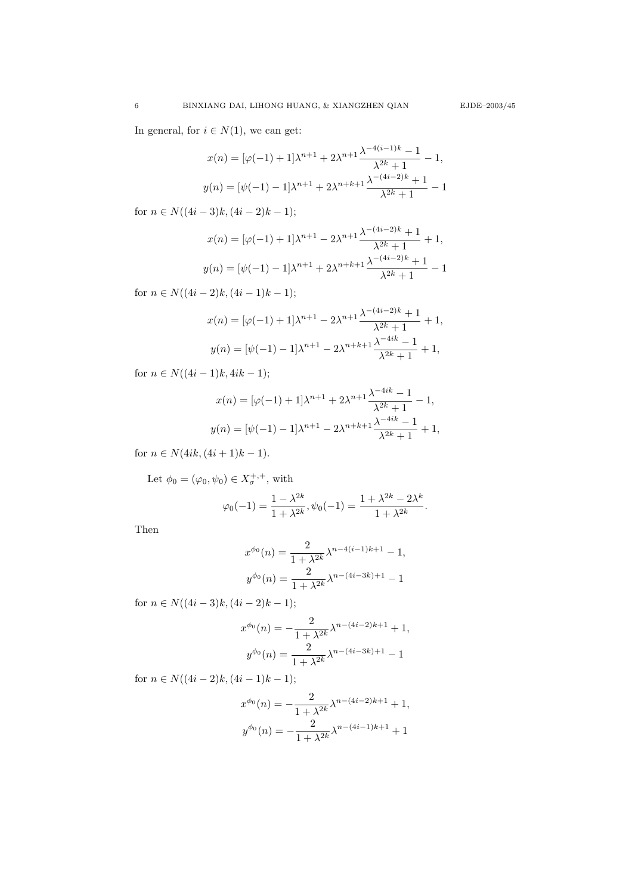In general, for $i \in N(1)$, we can get:

$$x(n) = [\varphi(-1) + 1]\lambda^{n+1} + 2\lambda^{n+1}\frac{\lambda^{-4(i-1)k} - 1}{\lambda^{2k} + 1} - 1,$$

$$y(n) = [\psi(-1) - 1]\lambda^{n+1} + 2\lambda^{n+k+1}\frac{\lambda^{-(4i-2)k} + 1}{\lambda^{2k} + 1} - 1$$

for $n \in N((4i-3)k, (4i-2)k-1)$;

$$x(n) = [\varphi(-1) + 1]\lambda^{n+1} - 2\lambda^{n+1}\frac{\lambda^{-(4i-2)k} + 1}{\lambda^{2k} + 1} + 1,$$

$$y(n) = [\psi(-1) - 1]\lambda^{n+1} + 2\lambda^{n+k+1}\frac{\lambda^{-(4i-2)k} + 1}{\lambda^{2k} + 1} - 1$$

for $n \in N((4i-2)k, (4i-1)k-1)$;

$$x(n) = [\varphi(-1) + 1]\lambda^{n+1} - 2\lambda^{n+1}\frac{\lambda^{-(4i-2)k} + 1}{\lambda^{2k} + 1} + 1,$$

$$y(n) = [\psi(-1) - 1]\lambda^{n+1} - 2\lambda^{n+k+1}\frac{\lambda^{-4ik} - 1}{\lambda^{2k} + 1} + 1,$$

for $n \in N((4i-1)k, 4ik-1)$;

$$x(n) = [\varphi(-1) + 1]\lambda^{n+1} + 2\lambda^{n+1}\frac{\lambda^{-4ik} - 1}{\lambda^{2k} + 1} - 1,$$

$$y(n) = [\psi(-1) - 1]\lambda^{n+1} - 2\lambda^{n+k+1}\frac{\lambda^{-4ik} - 1}{\lambda^{2k} + 1} + 1,$$

for $n \in N(4ik, (4i+1)k-1)$.

Let $\phi_0 = (\varphi_0, \psi_0) \in X_\sigma^{+,+}$, with

$$\varphi_0(-1) = \frac{1 - \lambda^{2k}}{1 + \lambda^{2k}}, \psi_0(-1) = \frac{1 + \lambda^{2k} - 2\lambda^k}{1 + \lambda^{2k}}.$$

Then

$$x^{\phi_0}(n) = \frac{2}{1 + \lambda^{2k}}\lambda^{n-4(i-1)k+1} - 1,$$

$$y^{\phi_0}(n) = \frac{2}{1 + \lambda^{2k}}\lambda^{n-(4i-3k)+1} - 1$$

for $n \in N((4i-3)k, (4i-2)k-1)$;

$$x^{\phi_0}(n) = -\frac{2}{1 + \lambda^{2k}}\lambda^{n-(4i-2)k+1} + 1,$$

$$y^{\phi_0}(n) = \frac{2}{1 + \lambda^{2k}}\lambda^{n-(4i-3k)+1} - 1$$

for $n \in N((4i-2)k, (4i-1)k-1)$;

$$x^{\phi_0}(n) = -\frac{2}{1 + \lambda^{2k}}\lambda^{n-(4i-2)k+1} + 1,$$

$$y^{\phi_0}(n) = -\frac{2}{1 + \lambda^{2k}}\lambda^{n-(4i-1)k+1} + 1$$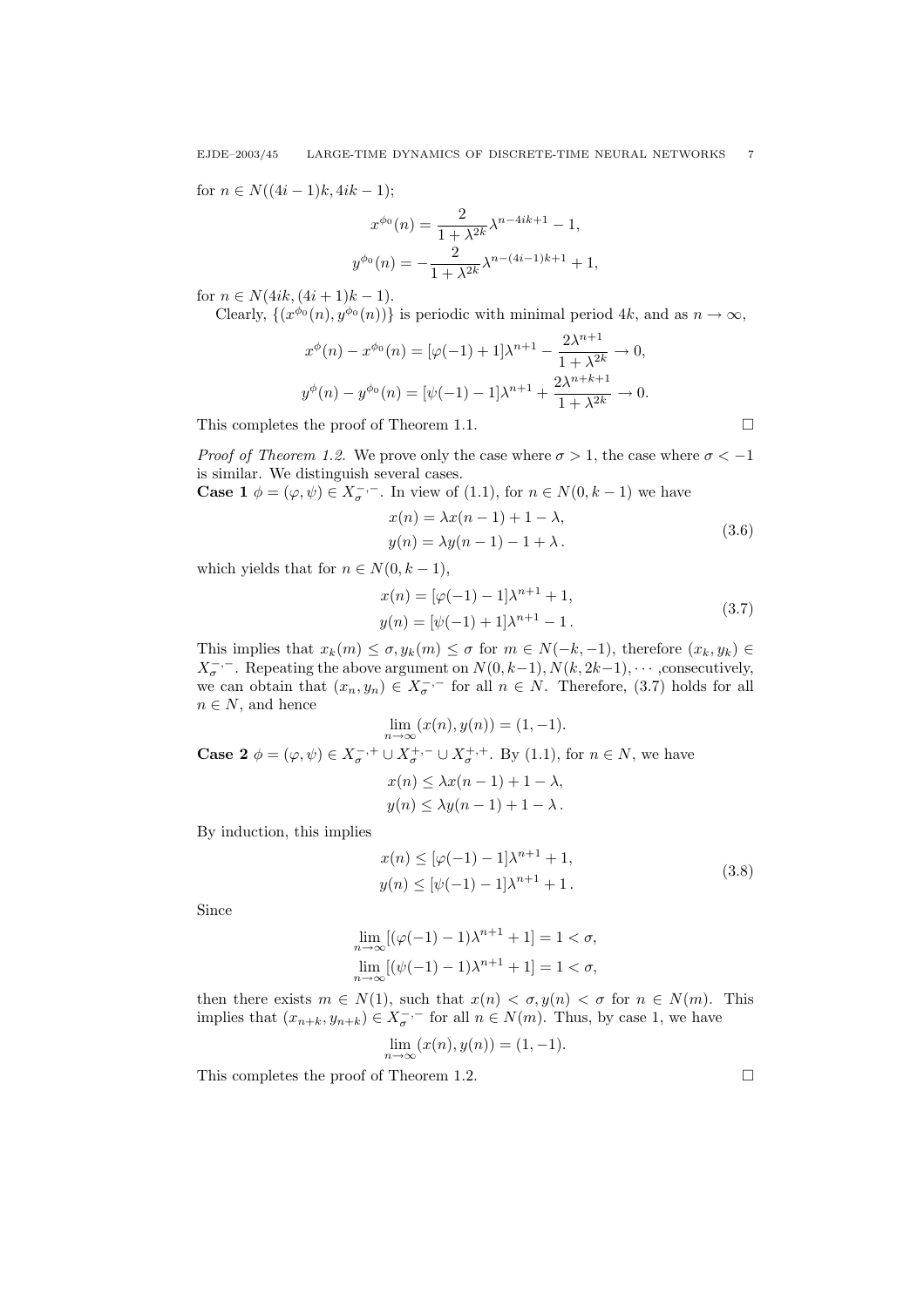for $n \in N((4i-1)k, 4ik-1)$;

$$x^{\phi_0}(n) = \frac{2}{1+\lambda^{2k}}\lambda^{n-4ik+1} - 1,$$
$$y^{\phi_0}(n) = -\frac{2}{1+\lambda^{2k}}\lambda^{n-(4i-1)k+1} + 1,$$

for $n \in N(4ik, (4i+1)k-1)$.

Clearly, $\{(x^{\phi_0}(n), y^{\phi_0}(n))\}$ is periodic with minimal period $4k$, and as $n \to \infty$,

$$x^{\phi}(n) - x^{\phi_0}(n) = [\varphi(-1)+1]\lambda^{n+1} - \frac{2\lambda^{n+1}}{1+\lambda^{2k}} \to 0,$$
$$y^{\phi}(n) - y^{\phi_0}(n) = [\psi(-1)-1]\lambda^{n+1} + \frac{2\lambda^{n+k+1}}{1+\lambda^{2k}} \to 0.$$

This completes the proof of Theorem 1.1. □

*Proof of Theorem 1.2.* We prove only the case where $\sigma > 1$, the case where $\sigma < -1$ is similar. We distinguish several cases.

**Case 1** $\phi = (\varphi, \psi) \in X_\sigma^{-,-}$. In view of (1.1), for $n \in N(0, k-1)$ we have

$$\begin{aligned} x(n) &= \lambda x(n-1) + 1 - \lambda, \\ y(n) &= \lambda y(n-1) - 1 + \lambda\,. \end{aligned} \tag{3.6}$$

which yields that for $n \in N(0, k-1)$,

$$\begin{aligned} x(n) &= [\varphi(-1)-1]\lambda^{n+1} + 1, \\ y(n) &= [\psi(-1)+1]\lambda^{n+1} - 1\,. \end{aligned} \tag{3.7}$$

This implies that $x_k(m) \le \sigma, y_k(m) \le \sigma$ for $m \in N(-k,-1)$, therefore $(x_k, y_k) \in X_\sigma^{-,-}$. Repeating the above argument on $N(0,k-1), N(k,2k-1), \cdots$ ,consecutively, we can obtain that $(x_n, y_n) \in X_\sigma^{-,-}$ for all $n \in N$. Therefore, (3.7) holds for all $n \in N$, and hence

$$\lim_{n\to\infty}(x(n), y(n)) = (1, -1).$$

**Case 2** $\phi = (\varphi, \psi) \in X_\sigma^{-,+} \cup X_\sigma^{+,-} \cup X_\sigma^{+,+}$. By (1.1), for $n \in N$, we have

$$x(n) \le \lambda x(n-1) + 1 - \lambda,$$
$$y(n) \le \lambda y(n-1) + 1 - \lambda\,.$$

By induction, this implies

$$\begin{aligned} x(n) &\le [\varphi(-1)-1]\lambda^{n+1} + 1, \\ y(n) &\le [\psi(-1)-1]\lambda^{n+1} + 1\,. \end{aligned} \tag{3.8}$$

Since

$$\lim_{n\to\infty}[(\varphi(-1)-1)\lambda^{n+1} + 1] = 1 < \sigma,$$
$$\lim_{n\to\infty}[(\psi(-1)-1)\lambda^{n+1} + 1] = 1 < \sigma,$$

then there exists $m \in N(1)$, such that $x(n) < \sigma, y(n) < \sigma$ for $n \in N(m)$. This implies that $(x_{n+k}, y_{n+k}) \in X_\sigma^{-,-}$ for all $n \in N(m)$. Thus, by case 1, we have

$$\lim_{n\to\infty}(x(n), y(n)) = (1, -1).$$

This completes the proof of Theorem 1.2. □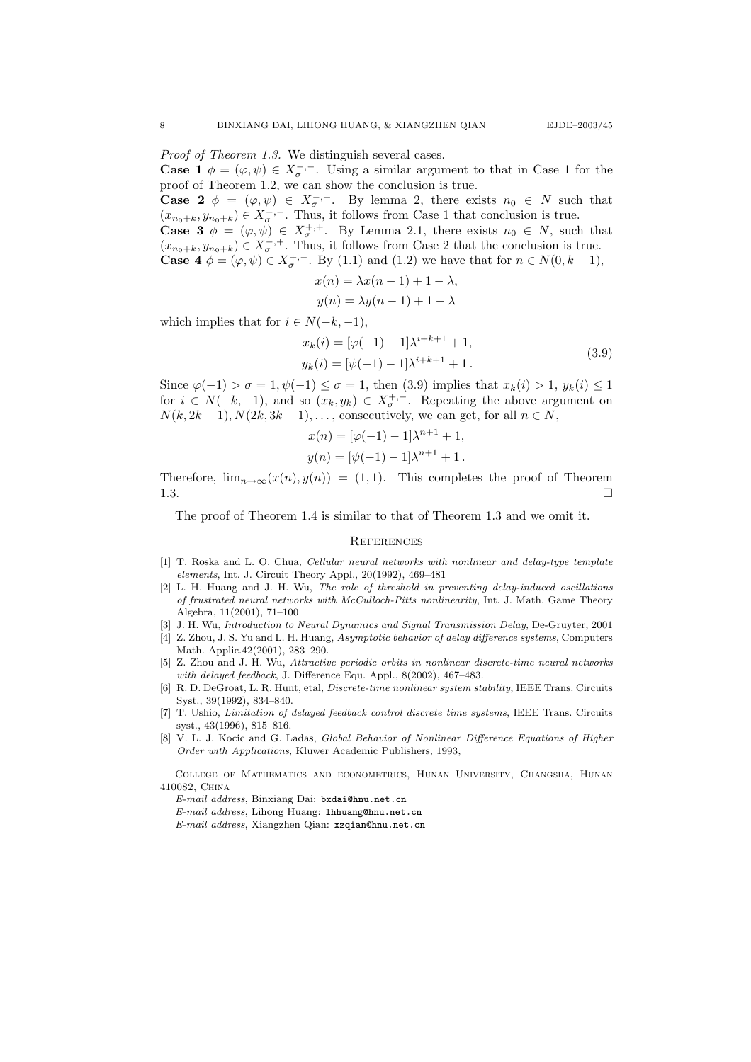*Proof of Theorem 1.3.* We distinguish several cases.

**Case 1** $\phi = (\varphi, \psi) \in X_\sigma^{-,-}$. Using a similar argument to that in Case 1 for the proof of Theorem 1.2, we can show the conclusion is true.

**Case 2** $\phi = (\varphi, \psi) \in X_\sigma^{-,+}$. By lemma 2, there exists $n_0 \in N$ such that $(x_{n_0+k}, y_{n_0+k}) \in X_\sigma^{-,-}$. Thus, it follows from Case 1 that conclusion is true.

**Case 3** $\phi = (\varphi, \psi) \in X_\sigma^{+,+}$. By Lemma 2.1, there exists $n_0 \in N$, such that $(x_{n_0+k}, y_{n_0+k}) \in X_\sigma^{-,+}$. Thus, it follows from Case 2 that the conclusion is true.

**Case 4** $\phi = (\varphi, \psi) \in X_\sigma^{+,-}$. By (1.1) and (1.2) we have that for $n \in N(0, k-1)$,

$$
\begin{aligned}
x(n) &= \lambda x(n-1) + 1 - \lambda, \\
y(n) &= \lambda y(n-1) + 1 - \lambda
\end{aligned}
$$

which implies that for $i \in N(-k, -1)$,

$$
\begin{aligned}
x_k(i) &= [\varphi(-1) - 1]\lambda^{i+k+1} + 1, \\
y_k(i) &= [\psi(-1) - 1]\lambda^{i+k+1} + 1\,.
\end{aligned}
\tag{3.9}
$$

Since $\varphi(-1) > \sigma = 1, \psi(-1) \leq \sigma = 1$, then (3.9) implies that $x_k(i) > 1$, $y_k(i) \leq 1$ for $i \in N(-k, -1)$, and so $(x_k, y_k) \in X_\sigma^{+,-}$. Repeating the above argument on $N(k, 2k-1), N(2k, 3k-1), \dots$, consecutively, we can get, for all $n \in N$,

$$
\begin{aligned}
x(n) &= [\varphi(-1) - 1]\lambda^{n+1} + 1, \\
y(n) &= [\psi(-1) - 1]\lambda^{n+1} + 1\,.
\end{aligned}
$$

Therefore, $\lim_{n\to\infty}(x(n), y(n)) = (1, 1)$. This completes the proof of Theorem 1.3. $\square$

The proof of Theorem 1.4 is similar to that of Theorem 1.3 and we omit it.

## References

[1] T. Roska and L. O. Chua, *Cellular neural networks with nonlinear and delay-type template elements*, Int. J. Circuit Theory Appl., 20(1992), 469–481

[2] L. H. Huang and J. H. Wu, *The role of threshold in preventing delay-induced oscillations of frustrated neural networks with McCulloch-Pitts nonlinearity*, Int. J. Math. Game Theory Algebra, 11(2001), 71–100

[3] J. H. Wu, *Introduction to Neural Dynamics and Signal Transmission Delay*, De-Gruyter, 2001

[4] Z. Zhou, J. S. Yu and L. H. Huang, *Asymptotic behavior of delay difference systems*, Computers Math. Applic.42(2001), 283–290.

[5] Z. Zhou and J. H. Wu, *Attractive periodic orbits in nonlinear discrete-time neural networks with delayed feedback*, J. Difference Equ. Appl., 8(2002), 467–483.

[6] R. D. DeGroat, L. R. Hunt, etal, *Discrete-time nonlinear system stability*, IEEE Trans. Circuits Syst., 39(1992), 834–840.

[7] T. Ushio, *Limitation of delayed feedback control discrete time systems*, IEEE Trans. Circuits syst., 43(1996), 815–816.

[8] V. L. J. Kocic and G. Ladas, *Global Behavior of Nonlinear Difference Equations of Higher Order with Applications*, Kluwer Academic Publishers, 1993,

College of Mathematics and econometrics, Hunan University, Changsha, Hunan 410082, China

*E-mail address*, Binxiang Dai: bxdai@hnu.net.cn

*E-mail address*, Lihong Huang: lhhuang@hnu.net.cn

*E-mail address*, Xiangzhen Qian: xzqian@hnu.net.cn